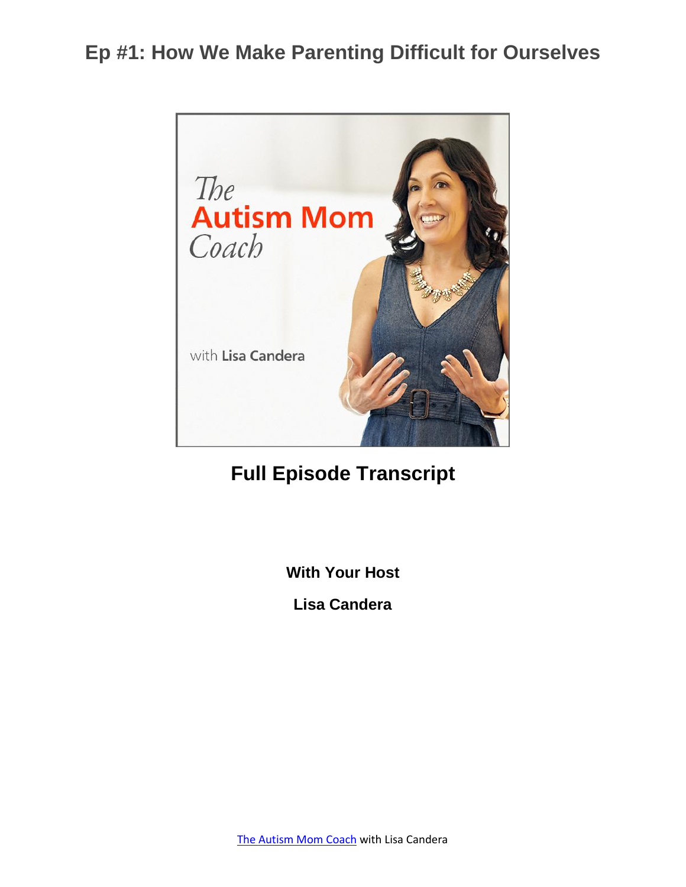# Ep #1: How We Make Parenting Difficult for Ourselves

## Full Episode Transcript

**With Your Host**

**Lisa Candera**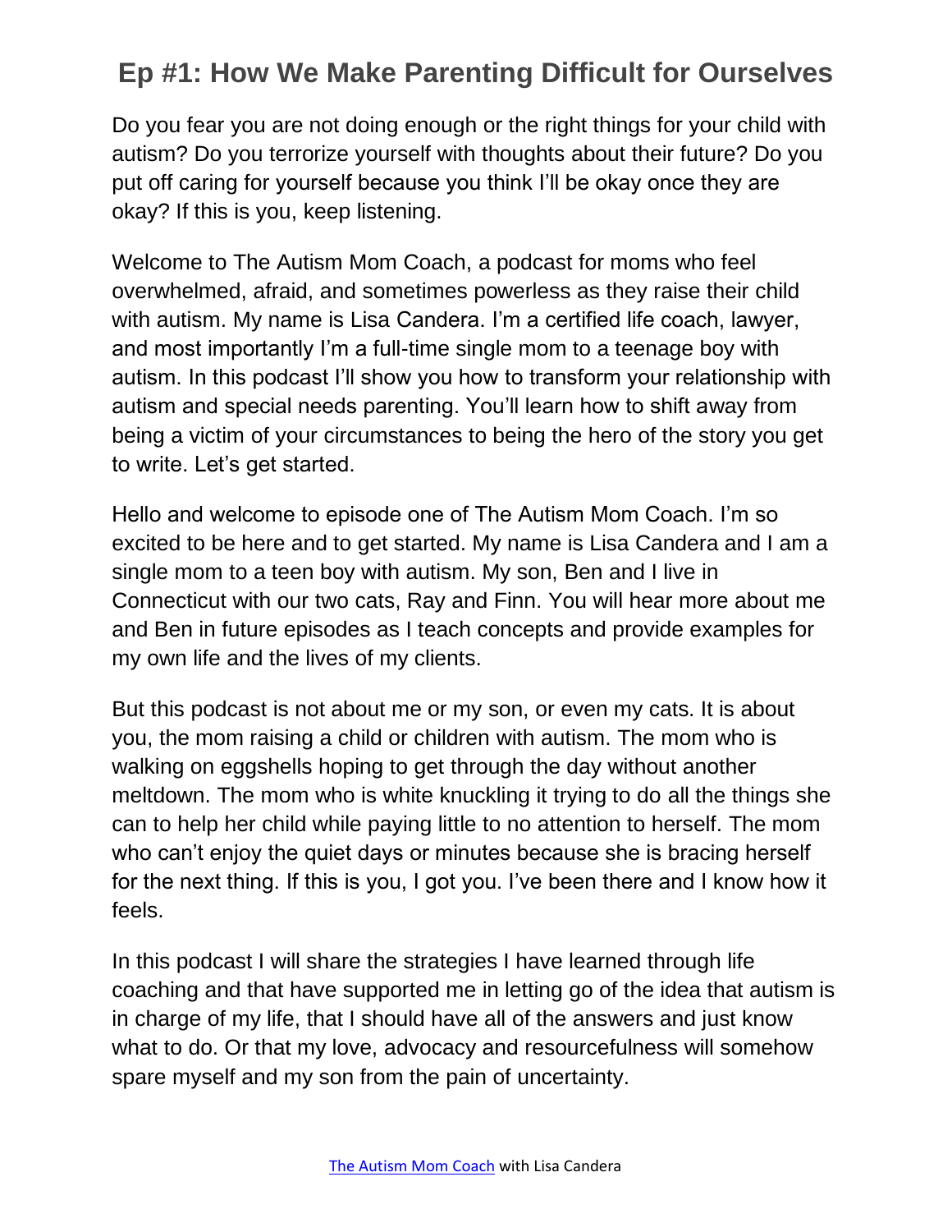# Ep #1: How We Make Parenting Difficult for Ourselves

Do you fear you are not doing enough or the right things for your child with autism? Do you terrorize yourself with thoughts about their future? Do you put off caring for yourself because you think I'll be okay once they are okay? If this is you, keep listening.

Welcome to The Autism Mom Coach, a podcast for moms who feel overwhelmed, afraid, and sometimes powerless as they raise their child with autism. My name is Lisa Candera. I'm a certified life coach, lawyer, and most importantly I'm a full-time single mom to a teenage boy with autism. In this podcast I'll show you how to transform your relationship with autism and special needs parenting. You'll learn how to shift away from being a victim of your circumstances to being the hero of the story you get to write. Let's get started.

Hello and welcome to episode one of The Autism Mom Coach. I'm so excited to be here and to get started. My name is Lisa Candera and I am a single mom to a teen boy with autism. My son, Ben and I live in Connecticut with our two cats, Ray and Finn. You will hear more about me and Ben in future episodes as I teach concepts and provide examples for my own life and the lives of my clients.

But this podcast is not about me or my son, or even my cats. It is about you, the mom raising a child or children with autism. The mom who is walking on eggshells hoping to get through the day without another meltdown. The mom who is white knuckling it trying to do all the things she can to help her child while paying little to no attention to herself. The mom who can't enjoy the quiet days or minutes because she is bracing herself for the next thing. If this is you, I got you. I've been there and I know how it feels.

In this podcast I will share the strategies I have learned through life coaching and that have supported me in letting go of the idea that autism is in charge of my life, that I should have all of the answers and just know what to do. Or that my love, advocacy and resourcefulness will somehow spare myself and my son from the pain of uncertainty.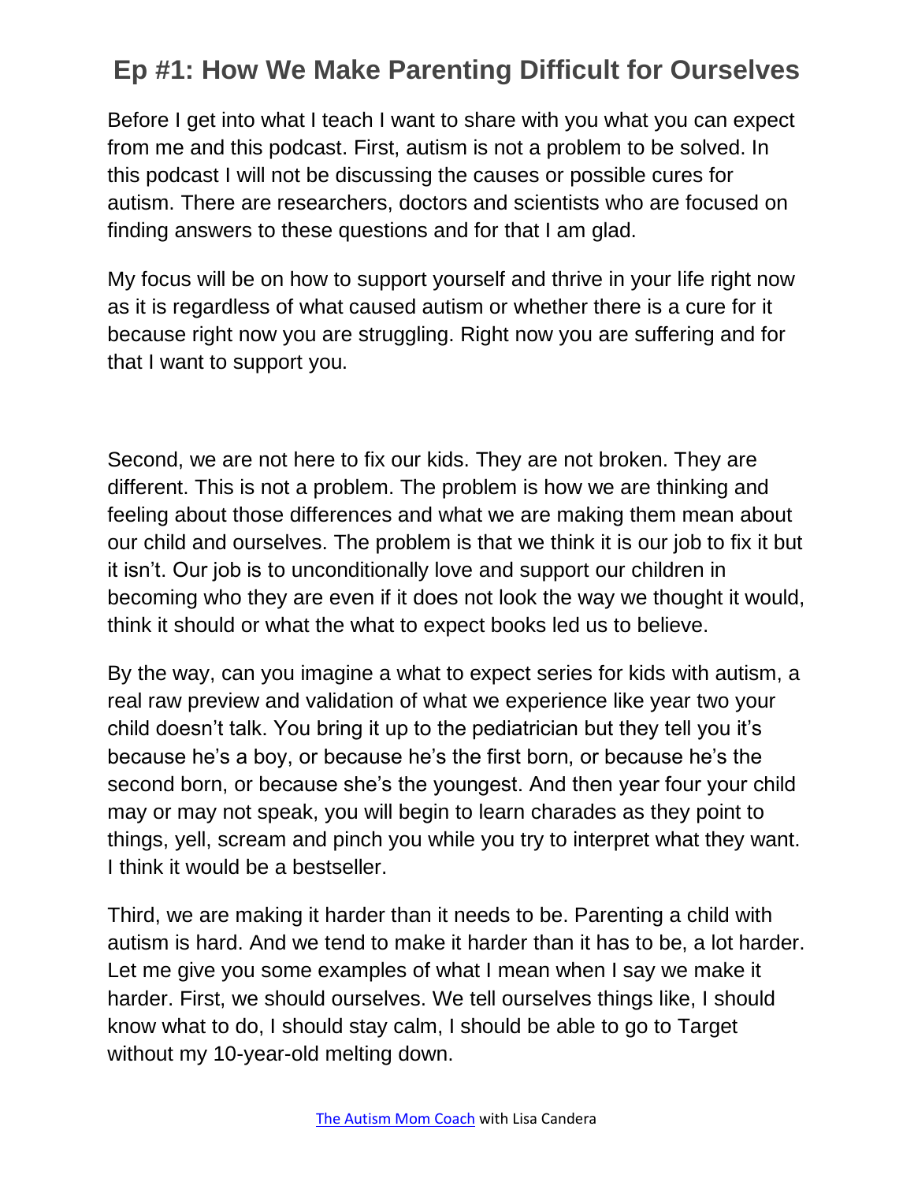# Ep #1: How We Make Parenting Difficult for Ourselves

Before I get into what I teach I want to share with you what you can expect from me and this podcast. First, autism is not a problem to be solved. In this podcast I will not be discussing the causes or possible cures for autism. There are researchers, doctors and scientists who are focused on finding answers to these questions and for that I am glad.

My focus will be on how to support yourself and thrive in your life right now as it is regardless of what caused autism or whether there is a cure for it because right now you are struggling. Right now you are suffering and for that I want to support you.

Second, we are not here to fix our kids. They are not broken. They are different. This is not a problem. The problem is how we are thinking and feeling about those differences and what we are making them mean about our child and ourselves. The problem is that we think it is our job to fix it but it isn't. Our job is to unconditionally love and support our children in becoming who they are even if it does not look the way we thought it would, think it should or what the what to expect books led us to believe.

By the way, can you imagine a what to expect series for kids with autism, a real raw preview and validation of what we experience like year two your child doesn't talk. You bring it up to the pediatrician but they tell you it's because he's a boy, or because he's the first born, or because he's the second born, or because she's the youngest. And then year four your child may or may not speak, you will begin to learn charades as they point to things, yell, scream and pinch you while you try to interpret what they want. I think it would be a bestseller.

Third, we are making it harder than it needs to be. Parenting a child with autism is hard. And we tend to make it harder than it has to be, a lot harder. Let me give you some examples of what I mean when I say we make it harder. First, we should ourselves. We tell ourselves things like, I should know what to do, I should stay calm, I should be able to go to Target without my 10-year-old melting down.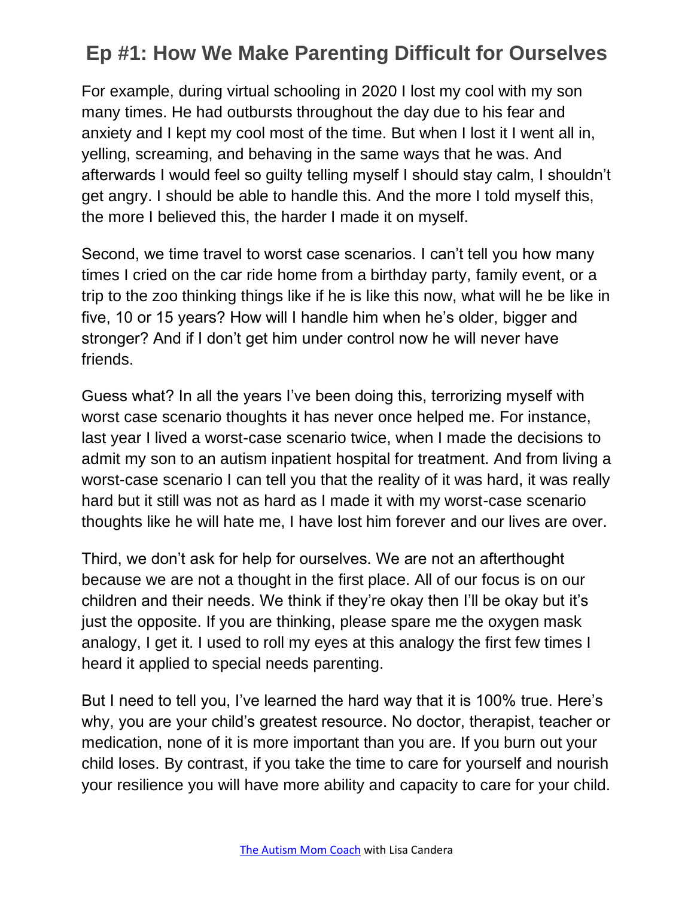For example, during virtual schooling in 2020 I lost my cool with my son many times. He had outbursts throughout the day due to his fear and anxiety and I kept my cool most of the time. But when I lost it I went all in, yelling, screaming, and behaving in the same ways that he was. And afterwards I would feel so guilty telling myself I should stay calm, I shouldn't get angry. I should be able to handle this. And the more I told myself this, the more I believed this, the harder I made it on myself.

Second, we time travel to worst case scenarios. I can't tell you how many times I cried on the car ride home from a birthday party, family event, or a trip to the zoo thinking things like if he is like this now, what will he be like in five, 10 or 15 years? How will I handle him when he's older, bigger and stronger? And if I don't get him under control now he will never have friends.

Guess what? In all the years I've been doing this, terrorizing myself with worst case scenario thoughts it has never once helped me. For instance, last year I lived a worst-case scenario twice, when I made the decisions to admit my son to an autism inpatient hospital for treatment. And from living a worst-case scenario I can tell you that the reality of it was hard, it was really hard but it still was not as hard as I made it with my worst-case scenario thoughts like he will hate me, I have lost him forever and our lives are over.

Third, we don't ask for help for ourselves. We are not an afterthought because we are not a thought in the first place. All of our focus is on our children and their needs. We think if they're okay then I'll be okay but it's just the opposite. If you are thinking, please spare me the oxygen mask analogy, I get it. I used to roll my eyes at this analogy the first few times I heard it applied to special needs parenting.

But I need to tell you, I've learned the hard way that it is 100% true. Here's why, you are your child's greatest resource. No doctor, therapist, teacher or medication, none of it is more important than you are. If you burn out your child loses. By contrast, if you take the time to care for yourself and nourish your resilience you will have more ability and capacity to care for your child.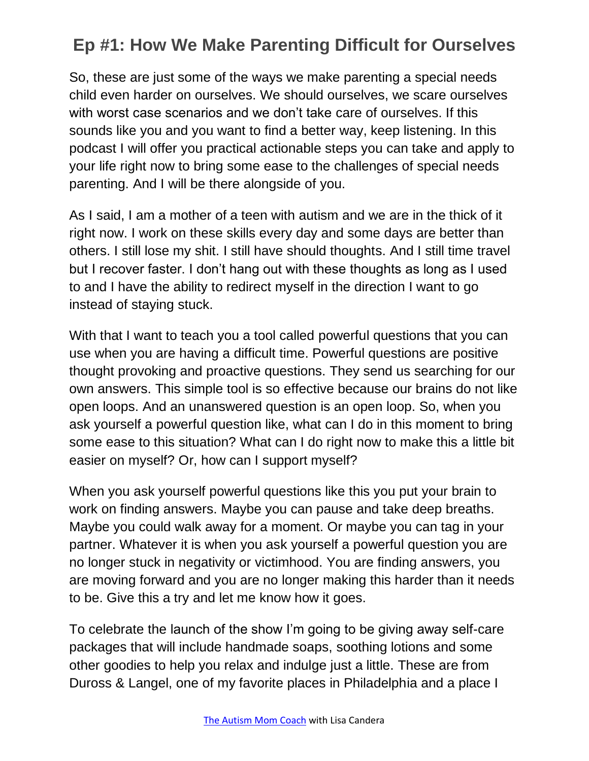So, these are just some of the ways we make parenting a special needs child even harder on ourselves. We should ourselves, we scare ourselves with worst case scenarios and we don't take care of ourselves. If this sounds like you and you want to find a better way, keep listening. In this podcast I will offer you practical actionable steps you can take and apply to your life right now to bring some ease to the challenges of special needs parenting. And I will be there alongside of you.

As I said, I am a mother of a teen with autism and we are in the thick of it right now. I work on these skills every day and some days are better than others. I still lose my shit. I still have should thoughts. And I still time travel but I recover faster. I don't hang out with these thoughts as long as I used to and I have the ability to redirect myself in the direction I want to go instead of staying stuck.

With that I want to teach you a tool called powerful questions that you can use when you are having a difficult time. Powerful questions are positive thought provoking and proactive questions. They send us searching for our own answers. This simple tool is so effective because our brains do not like open loops. And an unanswered question is an open loop. So, when you ask yourself a powerful question like, what can I do in this moment to bring some ease to this situation? What can I do right now to make this a little bit easier on myself? Or, how can I support myself?

When you ask yourself powerful questions like this you put your brain to work on finding answers. Maybe you can pause and take deep breaths. Maybe you could walk away for a moment. Or maybe you can tag in your partner. Whatever it is when you ask yourself a powerful question you are no longer stuck in negativity or victimhood. You are finding answers, you are moving forward and you are no longer making this harder than it needs to be. Give this a try and let me know how it goes.

To celebrate the launch of the show I'm going to be giving away self-care packages that will include handmade soaps, soothing lotions and some other goodies to help you relax and indulge just a little. These are from Duross & Langel, one of my favorite places in Philadelphia and a place I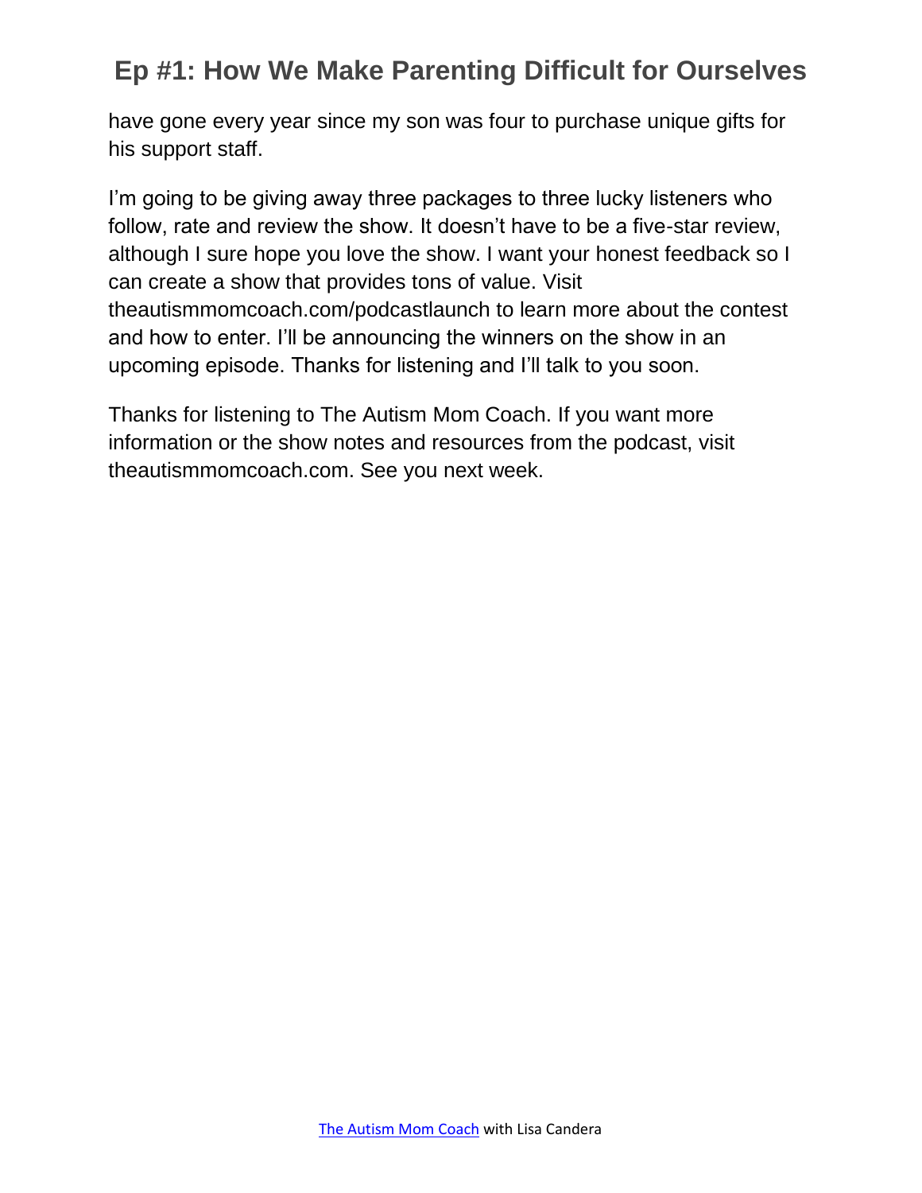have gone every year since my son was four to purchase unique gifts for his support staff.

I'm going to be giving away three packages to three lucky listeners who follow, rate and review the show. It doesn't have to be a five-star review, although I sure hope you love the show. I want your honest feedback so I can create a show that provides tons of value. Visit theautismmomcoach.com/podcastlaunch to learn more about the contest and how to enter. I'll be announcing the winners on the show in an upcoming episode. Thanks for listening and I'll talk to you soon.

Thanks for listening to The Autism Mom Coach. If you want more information or the show notes and resources from the podcast, visit theautismmomcoach.com. See you next week.